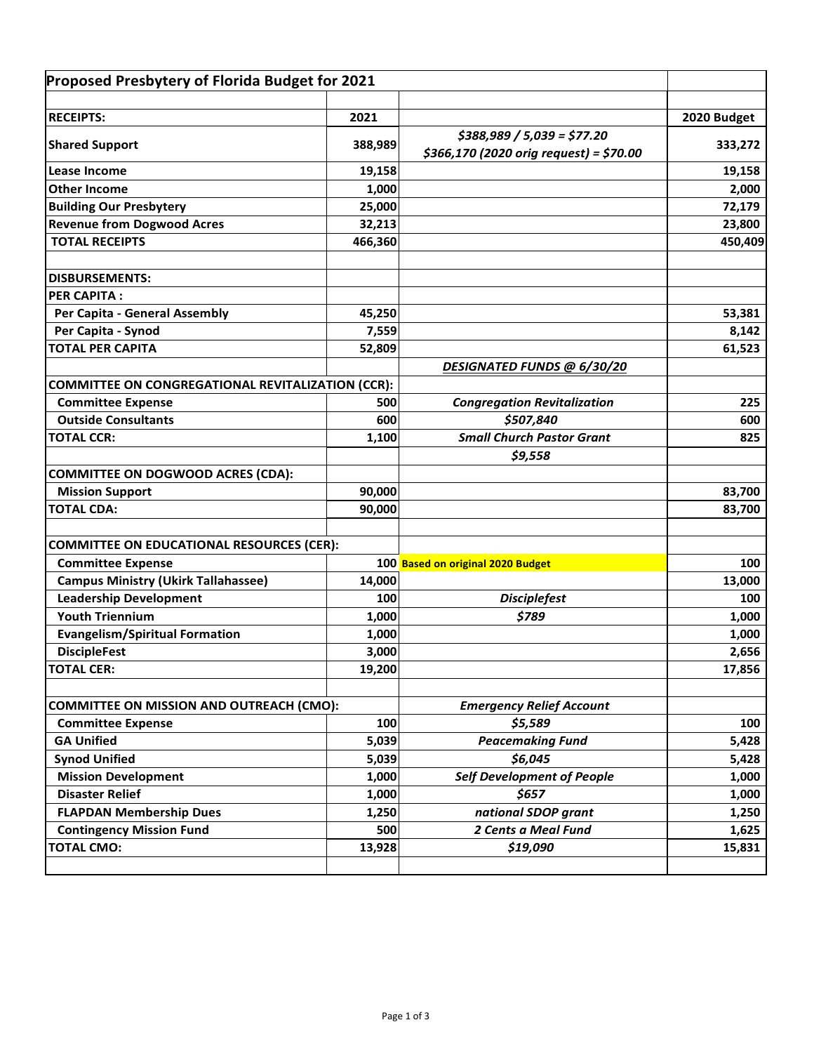| Proposed Presbytery of Florida Budget for 2021 | | | |
|---|---|---|---|
| | | | |
| **RECEIPTS:** | **2021** | | **2020 Budget** |
| **Shared Support** | **388,989** | ***$388,989 / 5,039 = $77.20*** ***$366,170 (2020 orig request) = $70.00*** | **333,272** |
| **Lease Income** | **19,158** | | **19,158** |
| **Other Income** | **1,000** | | **2,000** |
| **Building Our Presbytery** | **25,000** | | **72,179** |
| **Revenue from Dogwood Acres** | **32,213** | | **23,800** |
| **TOTAL RECEIPTS** | **466,360** | | **450,409** |
| | | | |
| **DISBURSEMENTS:** | | | |
| **PER CAPITA :** | | | |
| **Per Capita - General Assembly** | **45,250** | | **53,381** |
| **Per Capita - Synod** | **7,559** | | **8,142** |
| **TOTAL PER CAPITA** | **52,809** | | **61,523** |
| | | ***DESIGNATED FUNDS @ 6/30/20*** | |
| **COMMITTEE ON CONGREGATIONAL REVITALIZATION (CCR):** | | | |
| **Committee Expense** | **500** | ***Congregation Revitalization*** | **225** |
| **Outside Consultants** | **600** | ***$507,840*** | **600** |
| **TOTAL CCR:** | **1,100** | ***Small Church Pastor Grant*** | **825** |
| | | ***$9,558*** | |
| **COMMITTEE ON DOGWOOD ACRES (CDA):** | | | |
| **Mission Support** | **90,000** | | **83,700** |
| **TOTAL CDA:** | **90,000** | | **83,700** |
| | | | |
| **COMMITTEE ON EDUCATIONAL RESOURCES (CER):** | | | |
| **Committee Expense** | **100** | **Based on original 2020 Budget** | **100** |
| **Campus Ministry (Ukirk Tallahassee)** | **14,000** | | **13,000** |
| **Leadership Development** | **100** | ***Disciplefest*** | **100** |
| **Youth Triennium** | **1,000** | ***$789*** | **1,000** |
| **Evangelism/Spiritual Formation** | **1,000** | | **1,000** |
| **DiscipleFest** | **3,000** | | **2,656** |
| **TOTAL CER:** | **19,200** | | **17,856** |
| | | | |
| **COMMITTEE ON MISSION AND OUTREACH (CMO):** | | ***Emergency Relief Account*** | |
| **Committee Expense** | **100** | ***$5,589*** | **100** |
| **GA Unified** | **5,039** | ***Peacemaking Fund*** | **5,428** |
| **Synod Unified** | **5,039** | ***$6,045*** | **5,428** |
| **Mission Development** | **1,000** | ***Self Development of People*** | **1,000** |
| **Disaster Relief** | **1,000** | ***$657*** | **1,000** |
| **FLAPDAN Membership Dues** | **1,250** | ***national SDOP grant*** | **1,250** |
| **Contingency Mission Fund** | **500** | ***2 Cents a Meal Fund*** | **1,625** |
| **TOTAL CMO:** | **13,928** | ***$19,090*** | **15,831** |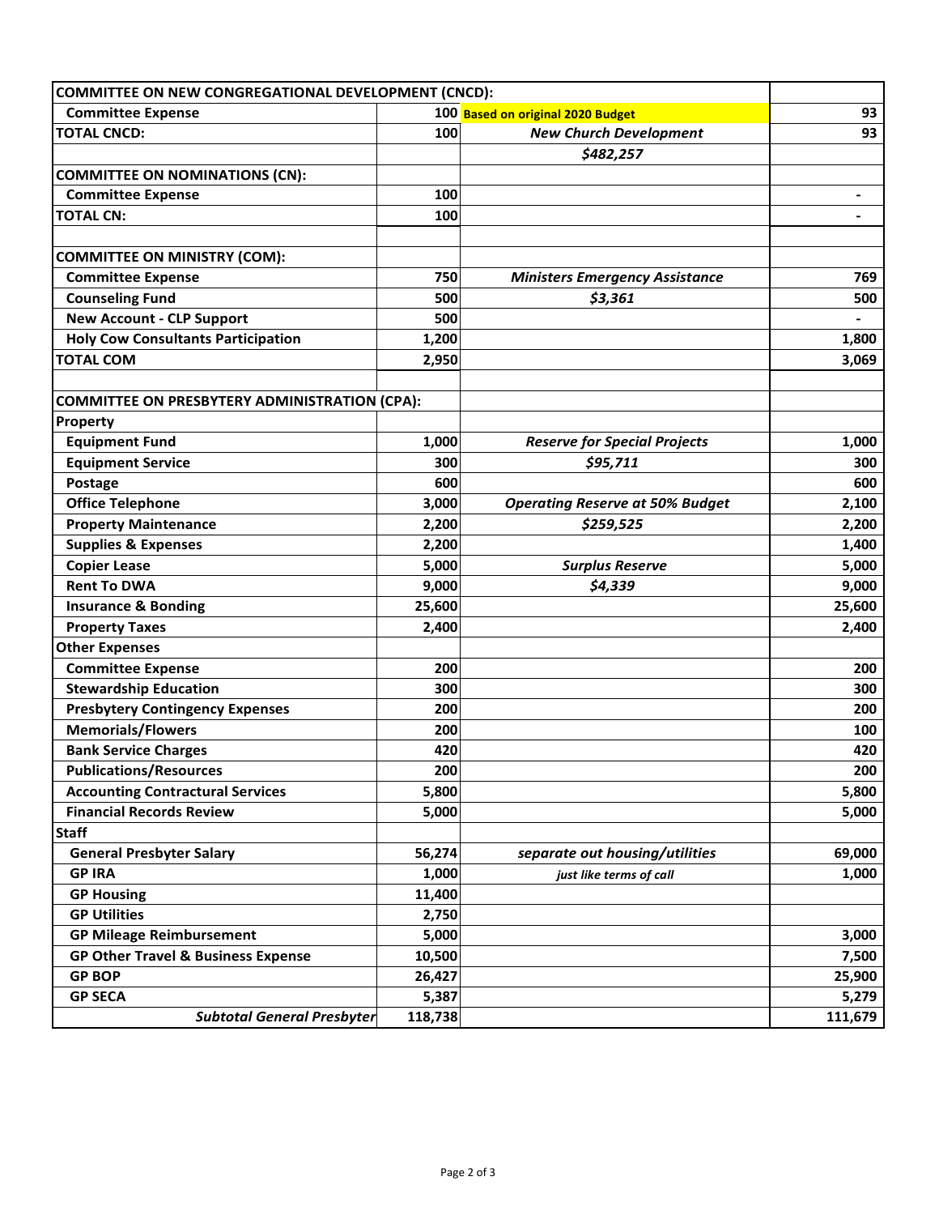| COMMITTEE ON NEW CONGREGATIONAL DEVELOPMENT (CNCD): | | | |
|---|---|---|---|
| Committee Expense | 100 | **Based on original 2020 Budget** | 93 |
| **TOTAL CNCD:** | **100** | ***New Church Development*** | **93** |
| | | ***$482,257*** | |
| **COMMITTEE ON NOMINATIONS (CN):** | | | |
| Committee Expense | 100 | | - |
| **TOTAL CN:** | **100** | | - |
| | | | |
| **COMMITTEE ON MINISTRY (COM):** | | | |
| Committee Expense | 750 | ***Ministers Emergency Assistance*** | 769 |
| Counseling Fund | 500 | ***$3,361*** | 500 |
| New Account - CLP Support | 500 | | - |
| Holy Cow Consultants Participation | 1,200 | | 1,800 |
| **TOTAL COM** | **2,950** | | **3,069** |
| | | | |
| **COMMITTEE ON PRESBYTERY ADMINISTRATION (CPA):** | | | |
| **Property** | | | |
| Equipment Fund | 1,000 | ***Reserve for Special Projects*** | 1,000 |
| Equipment Service | 300 | ***$95,711*** | 300 |
| Postage | 600 | | 600 |
| Office Telephone | 3,000 | ***Operating Reserve at 50% Budget*** | 2,100 |
| Property Maintenance | 2,200 | ***$259,525*** | 2,200 |
| Supplies & Expenses | 2,200 | | 1,400 |
| Copier Lease | 5,000 | ***Surplus Reserve*** | 5,000 |
| Rent To DWA | 9,000 | ***$4,339*** | 9,000 |
| Insurance & Bonding | 25,600 | | 25,600 |
| Property Taxes | 2,400 | | 2,400 |
| **Other Expenses** | | | |
| Committee Expense | 200 | | 200 |
| Stewardship Education | 300 | | 300 |
| Presbytery Contingency Expenses | 200 | | 200 |
| Memorials/Flowers | 200 | | 100 |
| Bank Service Charges | 420 | | 420 |
| Publications/Resources | 200 | | 200 |
| Accounting Contractural Services | 5,800 | | 5,800 |
| Financial Records Review | 5,000 | | 5,000 |
| **Staff** | | | |
| General Presbyter Salary | 56,274 | *separate out housing/utilities* | 69,000 |
| GP IRA | 1,000 | *just like terms of call* | 1,000 |
| GP Housing | 11,400 | | |
| GP Utilities | 2,750 | | |
| GP Mileage Reimbursement | 5,000 | | 3,000 |
| GP Other Travel & Business Expense | 10,500 | | 7,500 |
| GP BOP | 26,427 | | 25,900 |
| GP SECA | 5,387 | | 5,279 |
| ***Subtotal General Presbyter*** | **118,738** | | **111,679** |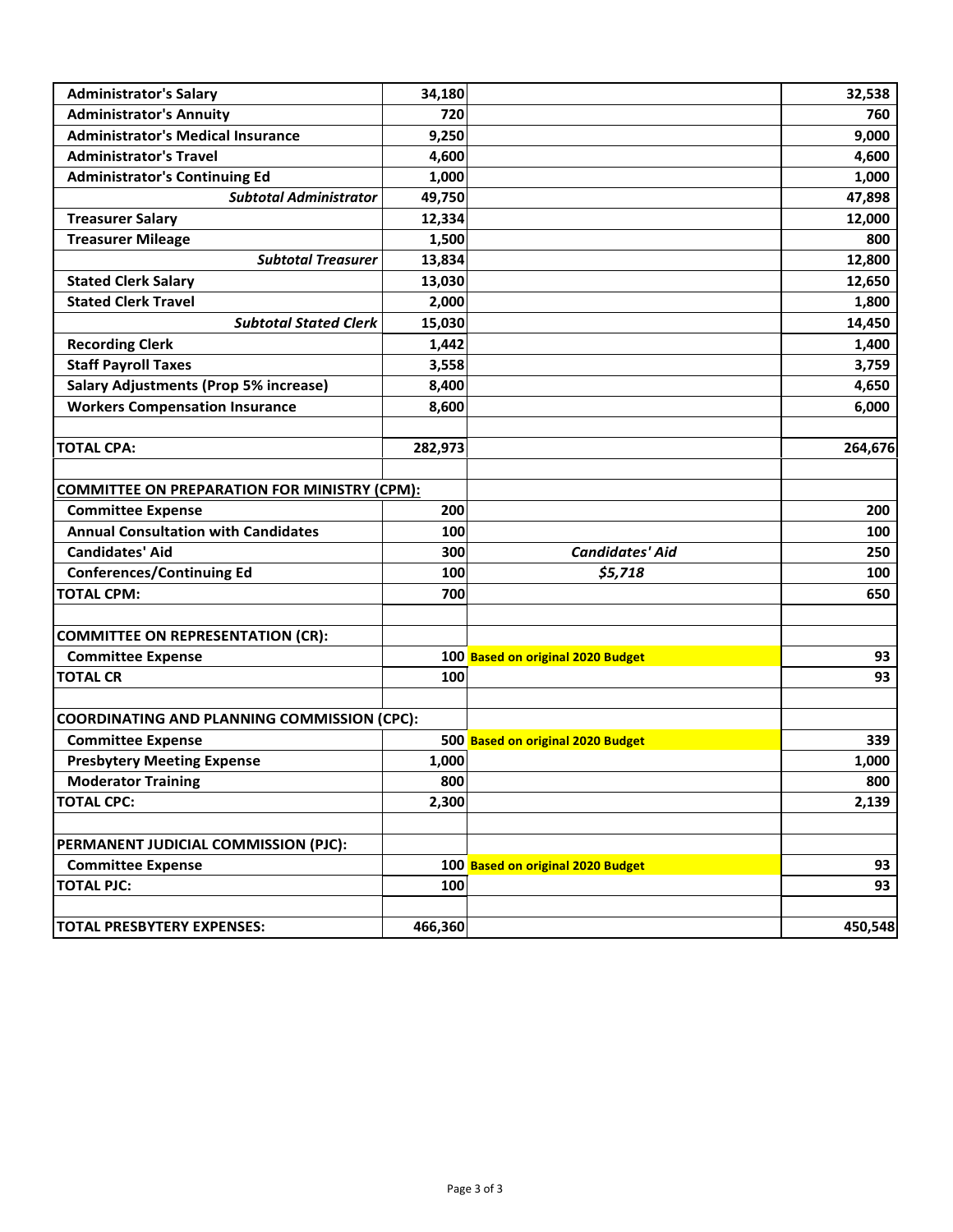| | | | |
|---|---|---|---|
| **Administrator's Salary** | **34,180** | | **32,538** |
| **Administrator's Annuity** | **720** | | **760** |
| **Administrator's Medical Insurance** | **9,250** | | **9,000** |
| **Administrator's Travel** | **4,600** | | **4,600** |
| **Administrator's Continuing Ed** | **1,000** | | **1,000** |
| ***Subtotal Administrator*** | **49,750** | | **47,898** |
| **Treasurer Salary** | **12,334** | | **12,000** |
| **Treasurer Mileage** | **1,500** | | **800** |
| ***Subtotal Treasurer*** | **13,834** | | **12,800** |
| **Stated Clerk Salary** | **13,030** | | **12,650** |
| **Stated Clerk Travel** | **2,000** | | **1,800** |
| ***Subtotal Stated Clerk*** | **15,030** | | **14,450** |
| **Recording Clerk** | **1,442** | | **1,400** |
| **Staff Payroll Taxes** | **3,558** | | **3,759** |
| **Salary Adjustments (Prop 5% increase)** | **8,400** | | **4,650** |
| **Workers Compensation Insurance** | **8,600** | | **6,000** |
| | | | |
| **TOTAL CPA:** | **282,973** | | **264,676** |
| | | | |
| **COMMITTEE ON PREPARATION FOR MINISTRY (CPM):** | | | |
| **Committee Expense** | **200** | | **200** |
| **Annual Consultation with Candidates** | **100** | | **100** |
| **Candidates' Aid** | **300** | ***Candidates' Aid*** | **250** |
| **Conferences/Continuing Ed** | **100** | ***$5,718*** | **100** |
| **TOTAL CPM:** | **700** | | **650** |
| | | | |
| **COMMITTEE ON REPRESENTATION (CR):** | | | |
| **Committee Expense** | **100** | **Based on original 2020 Budget** | **93** |
| **TOTAL CR** | **100** | | **93** |
| | | | |
| **COORDINATING AND PLANNING COMMISSION (CPC):** | | | |
| **Committee Expense** | **500** | **Based on original 2020 Budget** | **339** |
| **Presbytery Meeting Expense** | **1,000** | | **1,000** |
| **Moderator Training** | **800** | | **800** |
| **TOTAL CPC:** | **2,300** | | **2,139** |
| | | | |
| **PERMANENT JUDICIAL COMMISSION (PJC):** | | | |
| **Committee Expense** | **100** | **Based on original 2020 Budget** | **93** |
| **TOTAL PJC:** | **100** | | **93** |
| | | | |
| **TOTAL PRESBYTERY EXPENSES:** | **466,360** | | **450,548** |